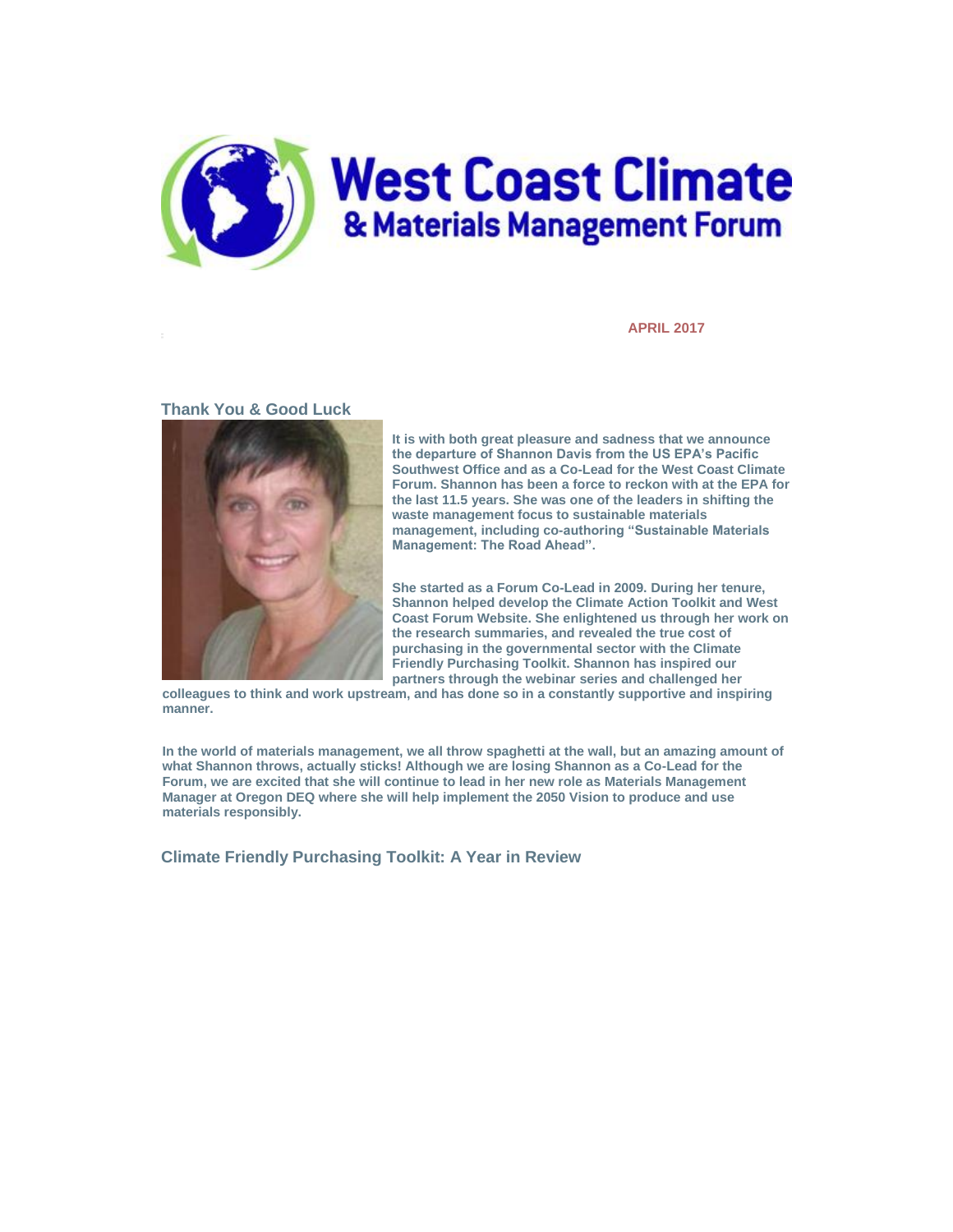# West Coast Climate & Materials Management Forum

**APRIL 2017**

## Thank You & Good Luck

**It is with both great pleasure and sadness that we announce the departure of Shannon Davis from the US EPA's Pacific Southwest Office and as a Co-Lead for the West Coast Climate Forum. Shannon has been a force to reckon with at the EPA for the last 11.5 years. She was one of the leaders in shifting the waste management focus to sustainable materials management, including co-authoring "Sustainable Materials Management: The Road Ahead".**

**She started as a Forum Co-Lead in 2009. During her tenure, Shannon helped develop the Climate Action Toolkit and West Coast Forum Website. She enlightened us through her work on the research summaries, and revealed the true cost of purchasing in the governmental sector with the Climate Friendly Purchasing Toolkit. Shannon has inspired our partners through the webinar series and challenged her colleagues to think and work upstream, and has done so in a constantly supportive and inspiring manner.**

**In the world of materials management, we all throw spaghetti at the wall, but an amazing amount of what Shannon throws, actually sticks! Although we are losing Shannon as a Co-Lead for the Forum, we are excited that she will continue to lead in her new role as Materials Management Manager at Oregon DEQ where she will help implement the 2050 Vision to produce and use materials responsibly.**

## Climate Friendly Purchasing Toolkit: A Year in Review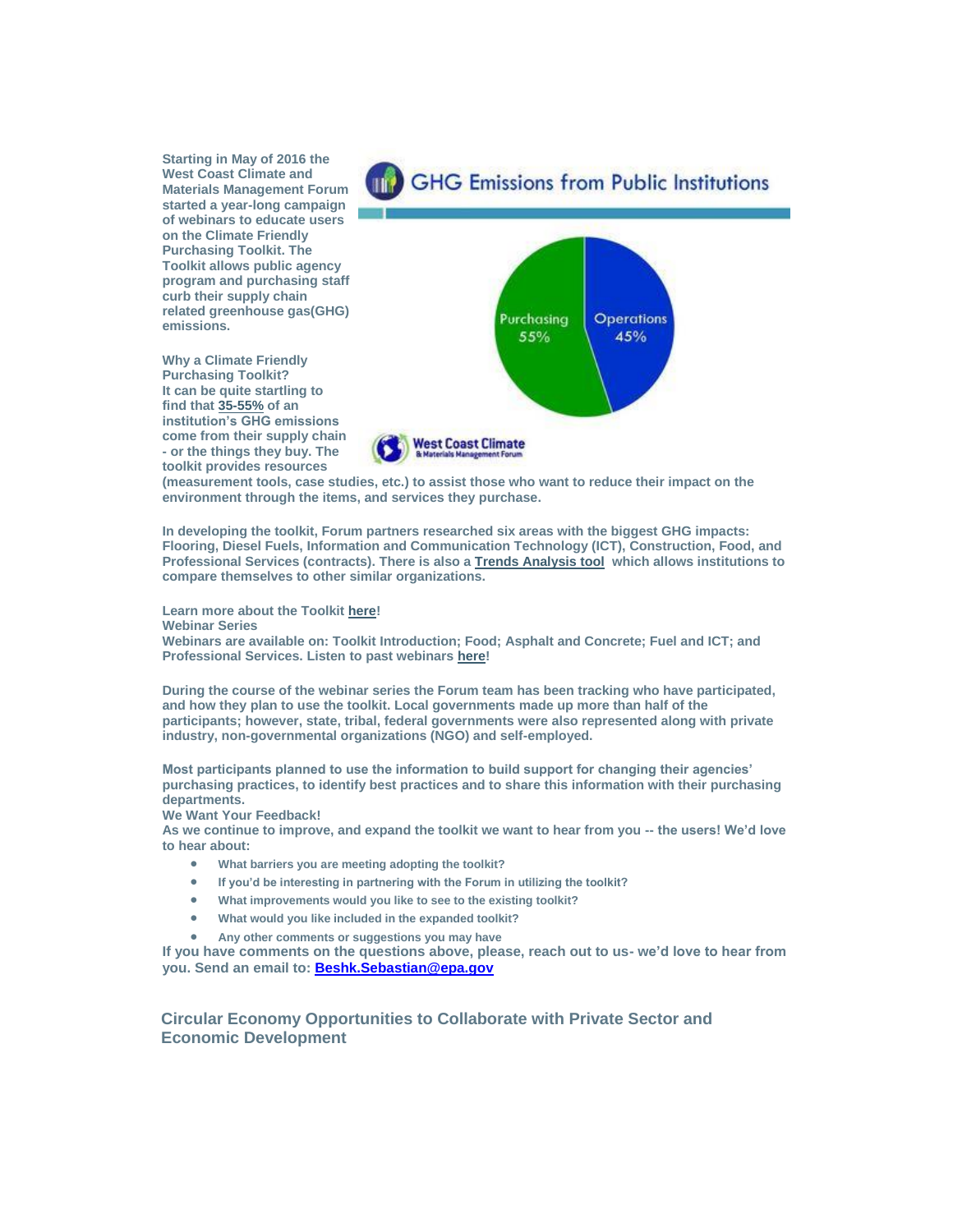Starting in May of 2016 the West Coast Climate and Materials Management Forum started a year-long campaign of webinars to educate users on the Climate Friendly Purchasing Toolkit. The Toolkit allows public agency program and purchasing staff curb their supply chain related greenhouse gas(GHG) emissions.

**Why a Climate Friendly Purchasing Toolkit?**

It can be quite startling to find that 35-55% of an institution's GHG emissions come from their supply chain - or the things they buy. The toolkit provides resources (measurement tools, case studies, etc.) to assist those who want to reduce their impact on the environment through the items, and services they purchase.

In developing the toolkit, Forum partners researched six areas with the biggest GHG impacts: Flooring, Diesel Fuels, Information and Communication Technology (ICT), Construction, Food, and Professional Services (contracts). There is also a Trends Analysis tool which allows institutions to compare themselves to other similar organizations.

Learn more about the Toolkit here!

**Webinar Series**

Webinars are available on: Toolkit Introduction; Food; Asphalt and Concrete; Fuel and ICT; and Professional Services. Listen to past webinars here!

During the course of the webinar series the Forum team has been tracking who have participated, and how they plan to use the toolkit. Local governments made up more than half of the participants; however, state, tribal, federal governments were also represented along with private industry, non-governmental organizations (NGO) and self-employed.

Most participants planned to use the information to build support for changing their agencies' purchasing practices, to identify best practices and to share this information with their purchasing departments.

**We Want Your Feedback!**

As we continue to improve, and expand the toolkit we want to hear from you -- the users! We'd love to hear about:

- What barriers you are meeting adopting the toolkit?
- If you'd be interesting in partnering with the Forum in utilizing the toolkit?
- What improvements would you like to see to the existing toolkit?
- What would you like included in the expanded toolkit?
- Any other comments or suggestions you may have

If you have comments on the questions above, please, reach out to us- we'd love to hear from you. Send an email to: Beshk.Sebastian@epa.gov

## Circular Economy Opportunities to Collaborate with Private Sector and Economic Development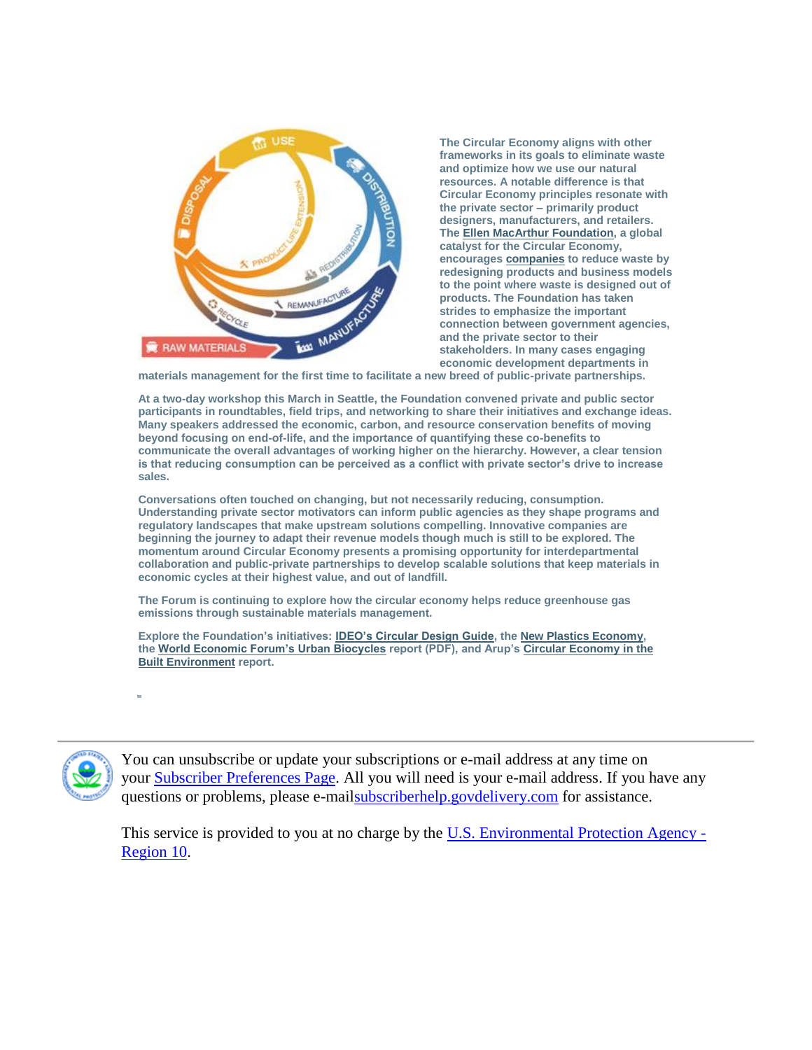The Circular Economy aligns with other frameworks in its goals to eliminate waste and optimize how we use our natural resources. A notable difference is that Circular Economy principles resonate with the private sector – primarily product designers, manufacturers, and retailers. The Ellen MacArthur Foundation, a global catalyst for the Circular Economy, encourages companies to reduce waste by redesigning products and business models to the point where waste is designed out of products. The Foundation has taken strides to emphasize the important connection between government agencies, and the private sector to their stakeholders. In many cases engaging economic development departments in materials management for the first time to facilitate a new breed of public-private partnerships.

At a two-day workshop this March in Seattle, the Foundation convened private and public sector participants in roundtables, field trips, and networking to share their initiatives and exchange ideas. Many speakers addressed the economic, carbon, and resource conservation benefits of moving beyond focusing on end-of-life, and the importance of quantifying these co-benefits to communicate the overall advantages of working higher on the hierarchy. However, a clear tension is that reducing consumption can be perceived as a conflict with private sector's drive to increase sales.

Conversations often touched on changing, but not necessarily reducing, consumption. Understanding private sector motivators can inform public agencies as they shape programs and regulatory landscapes that make upstream solutions compelling. Innovative companies are beginning the journey to adapt their revenue models though much is still to be explored. The momentum around Circular Economy presents a promising opportunity for interdepartmental collaboration and public-private partnerships to develop scalable solutions that keep materials in economic cycles at their highest value, and out of landfill.

The Forum is continuing to explore how the circular economy helps reduce greenhouse gas emissions through sustainable materials management.

Explore the Foundation's initiatives: IDEO's Circular Design Guide, the New Plastics Economy, the World Economic Forum's Urban Biocycles report (PDF), and Arup's Circular Economy in the Built Environment report.

---

You can unsubscribe or update your subscriptions or e-mail address at any time on your Subscriber Preferences Page. All you will need is your e-mail address. If you have any questions or problems, please e-mailsubscriberhelp.govdelivery.com for assistance.

This service is provided to you at no charge by the U.S. Environmental Protection Agency - Region 10.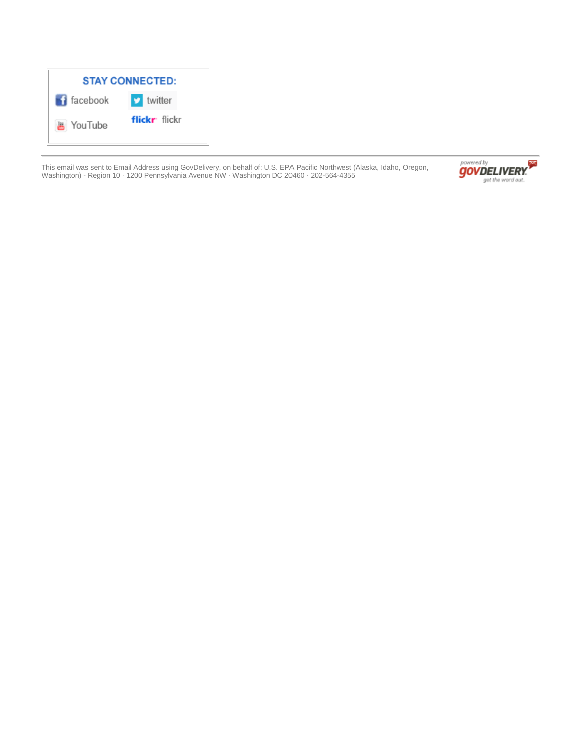**STAY CONNECTED:**

facebook twitter

YouTube flickr

---

This email was sent to Email Address using GovDelivery, on behalf of: U.S. EPA Pacific Northwest (Alaska, Idaho, Oregon, Washington) - Region 10 · 1200 Pennsylvania Avenue NW · Washington DC 20460 · 202-564-4355

powered by GOVDELIVERY get the word out.